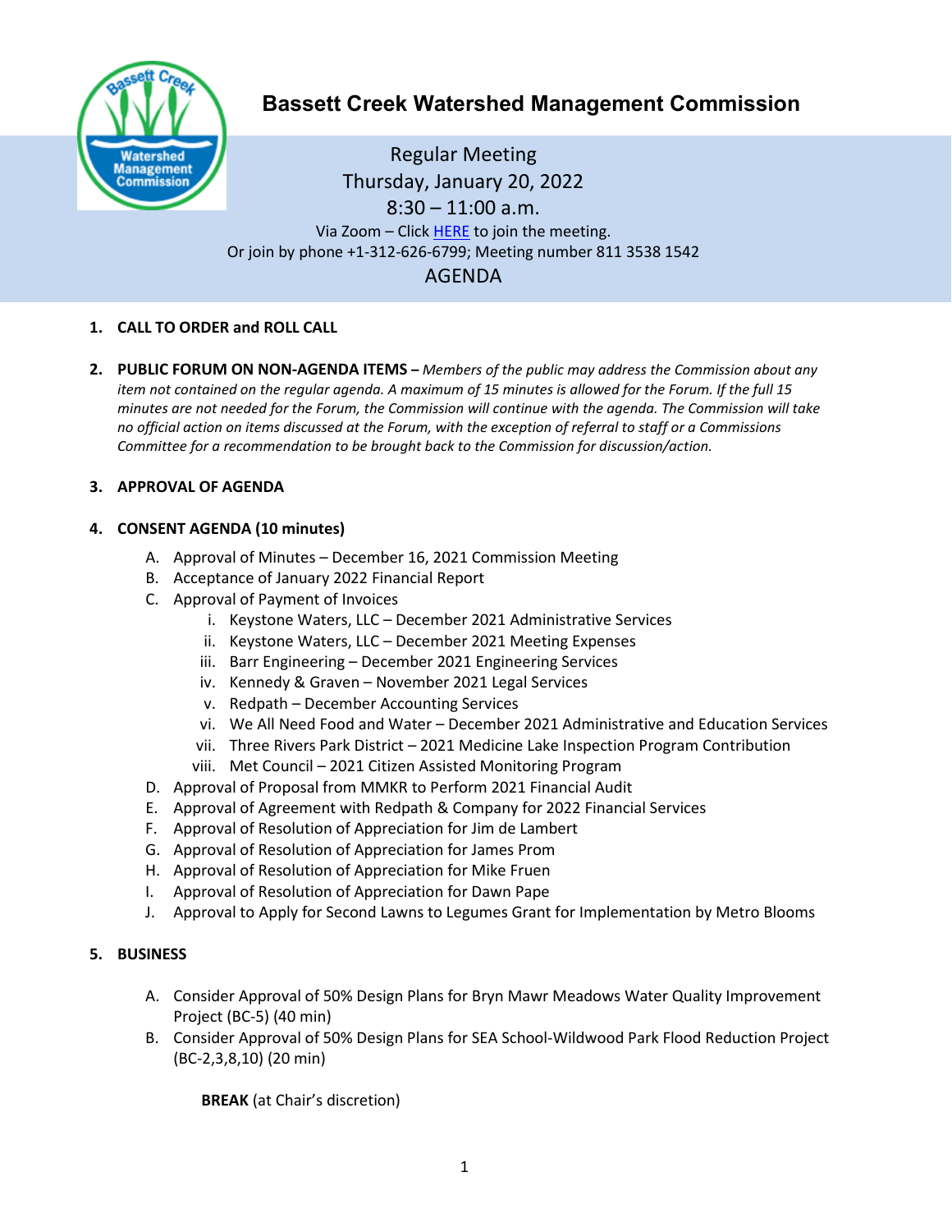# Bassett Creek Watershed Management Commission

Regular Meeting
Thursday, January 20, 2022
8:30 – 11:00 a.m.
Via Zoom – Click HERE to join the meeting.
Or join by phone +1-312-626-6799; Meeting number 811 3538 1542

## AGENDA

1. **CALL TO ORDER and ROLL CALL**

2. **PUBLIC FORUM ON NON-AGENDA ITEMS –** *Members of the public may address the Commission about any item not contained on the regular agenda. A maximum of 15 minutes is allowed for the Forum. If the full 15 minutes are not needed for the Forum, the Commission will continue with the agenda. The Commission will take no official action on items discussed at the Forum, with the exception of referral to staff or a Commissions Committee for a recommendation to be brought back to the Commission for discussion/action.*

3. **APPROVAL OF AGENDA**

4. **CONSENT AGENDA (10 minutes)**
   - A. Approval of Minutes – December 16, 2021 Commission Meeting
   - B. Acceptance of January 2022 Financial Report
   - C. Approval of Payment of Invoices
     - i. Keystone Waters, LLC – December 2021 Administrative Services
     - ii. Keystone Waters, LLC – December 2021 Meeting Expenses
     - iii. Barr Engineering – December 2021 Engineering Services
     - iv. Kennedy & Graven – November 2021 Legal Services
     - v. Redpath – December Accounting Services
     - vi. We All Need Food and Water – December 2021 Administrative and Education Services
     - vii. Three Rivers Park District – 2021 Medicine Lake Inspection Program Contribution
     - viii. Met Council – 2021 Citizen Assisted Monitoring Program
   - D. Approval of Proposal from MMKR to Perform 2021 Financial Audit
   - E. Approval of Agreement with Redpath & Company for 2022 Financial Services
   - F. Approval of Resolution of Appreciation for Jim de Lambert
   - G. Approval of Resolution of Appreciation for James Prom
   - H. Approval of Resolution of Appreciation for Mike Fruen
   - I. Approval of Resolution of Appreciation for Dawn Pape
   - J. Approval to Apply for Second Lawns to Legumes Grant for Implementation by Metro Blooms

5. **BUSINESS**
   - A. Consider Approval of 50% Design Plans for Bryn Mawr Meadows Water Quality Improvement Project (BC-5) (40 min)
   - B. Consider Approval of 50% Design Plans for SEA School-Wildwood Park Flood Reduction Project (BC-2,3,8,10) (20 min)

   **BREAK** (at Chair's discretion)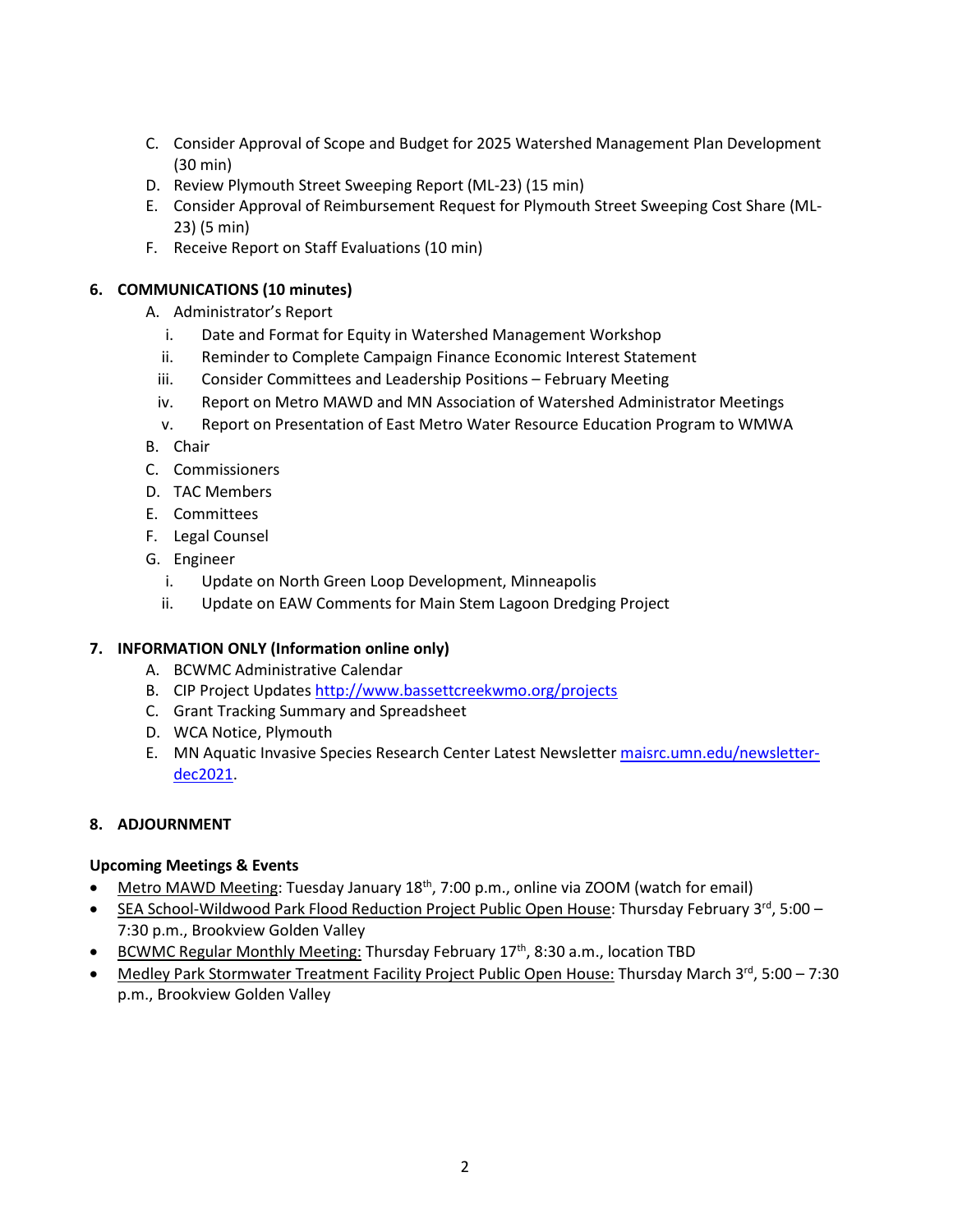C. Consider Approval of Scope and Budget for 2025 Watershed Management Plan Development (30 min)
D. Review Plymouth Street Sweeping Report (ML-23) (15 min)
E. Consider Approval of Reimbursement Request for Plymouth Street Sweeping Cost Share (ML-23) (5 min)
F. Receive Report on Staff Evaluations (10 min)

**6. COMMUNICATIONS (10 minutes)**

A. Administrator's Report
   i. Date and Format for Equity in Watershed Management Workshop
   ii. Reminder to Complete Campaign Finance Economic Interest Statement
   iii. Consider Committees and Leadership Positions – February Meeting
   iv. Report on Metro MAWD and MN Association of Watershed Administrator Meetings
   v. Report on Presentation of East Metro Water Resource Education Program to WMWA
B. Chair
C. Commissioners
D. TAC Members
E. Committees
F. Legal Counsel
G. Engineer
   i. Update on North Green Loop Development, Minneapolis
   ii. Update on EAW Comments for Main Stem Lagoon Dredging Project

**7. INFORMATION ONLY (Information online only)**

A. BCWMC Administrative Calendar
B. CIP Project Updates http://www.bassettcreekwmo.org/projects
C. Grant Tracking Summary and Spreadsheet
D. WCA Notice, Plymouth
E. MN Aquatic Invasive Species Research Center Latest Newsletter maisrc.umn.edu/newsletter-dec2021.

**8. ADJOURNMENT**

**Upcoming Meetings & Events**

- Metro MAWD Meeting: Tuesday January 18th, 7:00 p.m., online via ZOOM (watch for email)
- SEA School-Wildwood Park Flood Reduction Project Public Open House: Thursday February 3rd, 5:00 – 7:30 p.m., Brookview Golden Valley
- BCWMC Regular Monthly Meeting: Thursday February 17th, 8:30 a.m., location TBD
- Medley Park Stormwater Treatment Facility Project Public Open House: Thursday March 3rd, 5:00 – 7:30 p.m., Brookview Golden Valley